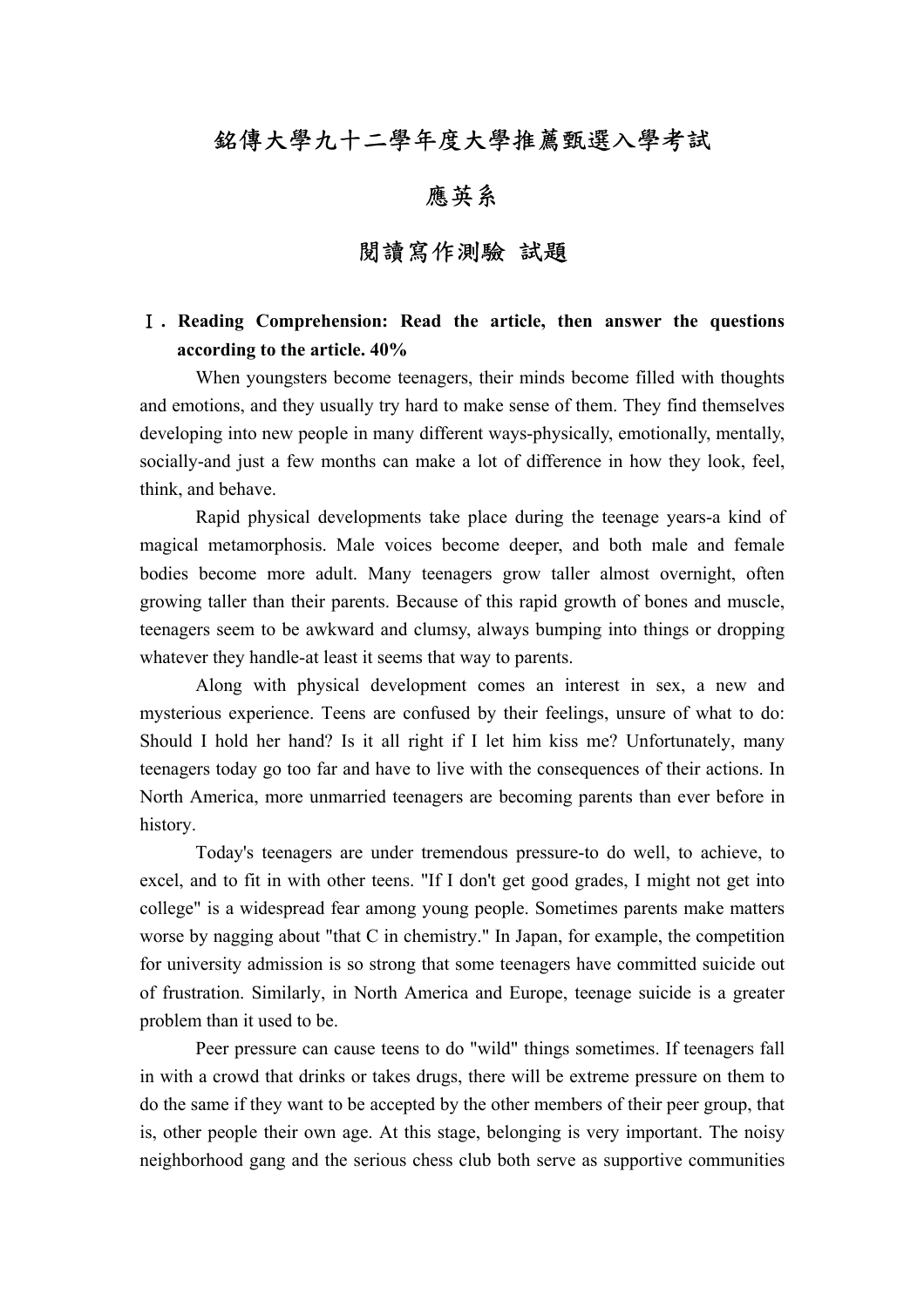# 銘傳大學九十二學年度大學推薦甄選入學考試

## 應英系

## 閱讀寫作測驗 試題

**Ⅰ. Reading Comprehension: Read the article, then answer the questions according to the article. 40%**

When youngsters become teenagers, their minds become filled with thoughts and emotions, and they usually try hard to make sense of them. They find themselves developing into new people in many different ways-physically, emotionally, mentally, socially-and just a few months can make a lot of difference in how they look, feel, think, and behave.

Rapid physical developments take place during the teenage years-a kind of magical metamorphosis. Male voices become deeper, and both male and female bodies become more adult. Many teenagers grow taller almost overnight, often growing taller than their parents. Because of this rapid growth of bones and muscle, teenagers seem to be awkward and clumsy, always bumping into things or dropping whatever they handle-at least it seems that way to parents.

Along with physical development comes an interest in sex, a new and mysterious experience. Teens are confused by their feelings, unsure of what to do: Should I hold her hand? Is it all right if I let him kiss me? Unfortunately, many teenagers today go too far and have to live with the consequences of their actions. In North America, more unmarried teenagers are becoming parents than ever before in history.

Today's teenagers are under tremendous pressure-to do well, to achieve, to excel, and to fit in with other teens. "If I don't get good grades, I might not get into college" is a widespread fear among young people. Sometimes parents make matters worse by nagging about "that C in chemistry." In Japan, for example, the competition for university admission is so strong that some teenagers have committed suicide out of frustration. Similarly, in North America and Europe, teenage suicide is a greater problem than it used to be.

Peer pressure can cause teens to do "wild" things sometimes. If teenagers fall in with a crowd that drinks or takes drugs, there will be extreme pressure on them to do the same if they want to be accepted by the other members of their peer group, that is, other people their own age. At this stage, belonging is very important. The noisy neighborhood gang and the serious chess club both serve as supportive communities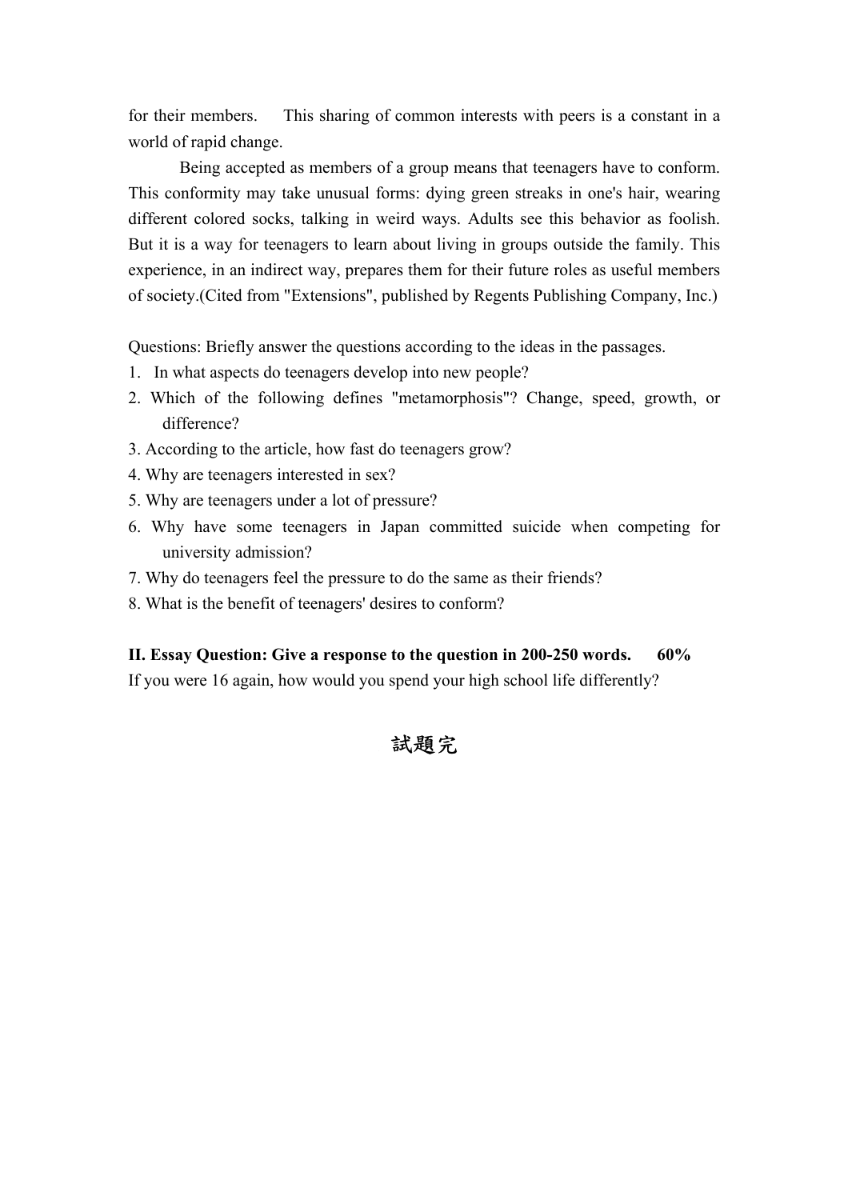for their members. This sharing of common interests with peers is a constant in a world of rapid change.

Being accepted as members of a group means that teenagers have to conform. This conformity may take unusual forms: dying green streaks in one's hair, wearing different colored socks, talking in weird ways. Adults see this behavior as foolish. But it is a way for teenagers to learn about living in groups outside the family. This experience, in an indirect way, prepares them for their future roles as useful members of society.(Cited from "Extensions", published by Regents Publishing Company, Inc.)

Questions: Briefly answer the questions according to the ideas in the passages.

1. In what aspects do teenagers develop into new people?
2. Which of the following defines "metamorphosis"? Change, speed, growth, or difference?
3. According to the article, how fast do teenagers grow?
4. Why are teenagers interested in sex?
5. Why are teenagers under a lot of pressure?
6. Why have some teenagers in Japan committed suicide when competing for university admission?
7. Why do teenagers feel the pressure to do the same as their friends?
8. What is the benefit of teenagers' desires to conform?

**II. Essay Question: Give a response to the question in 200-250 words. 60%**

If you were 16 again, how would you spend your high school life differently?

**試題完**